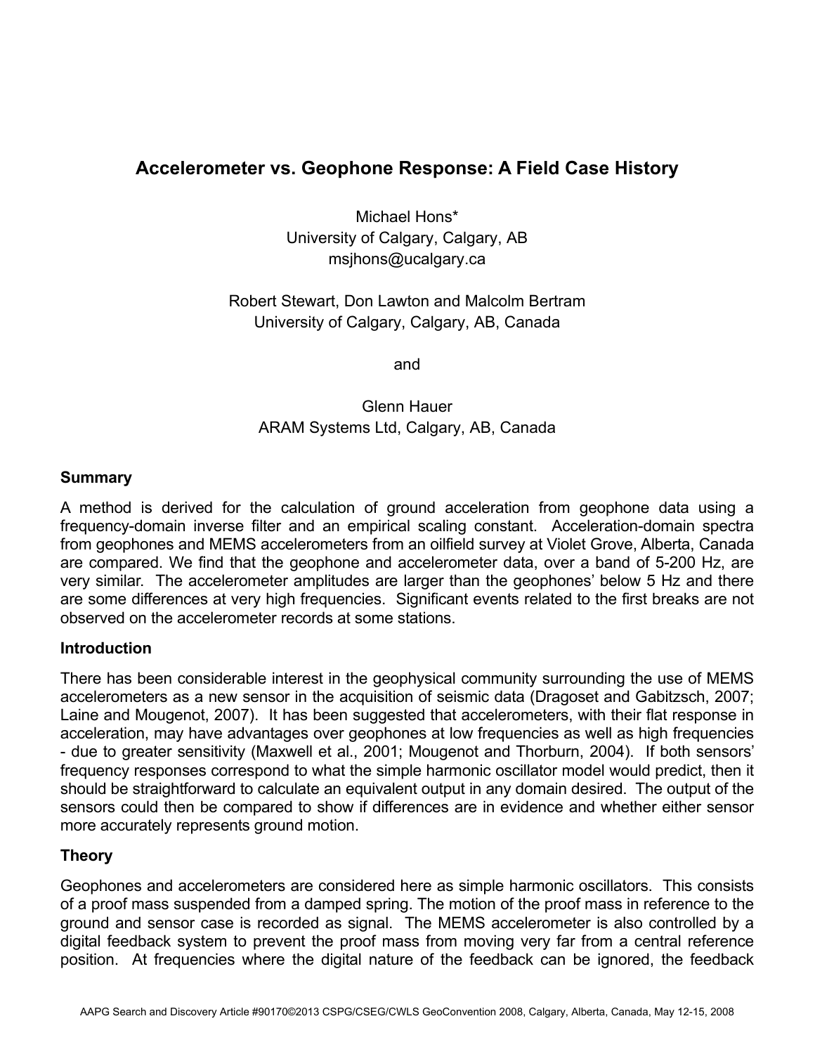# Accelerometer vs. Geophone Response: A Field Case History

Michael Hons*
University of Calgary, Calgary, AB
msjhons@ucalgary.ca

Robert Stewart, Don Lawton and Malcolm Bertram
University of Calgary, Calgary, AB, Canada

and

Glenn Hauer
ARAM Systems Ltd, Calgary, AB, Canada

## Summary

A method is derived for the calculation of ground acceleration from geophone data using a frequency-domain inverse filter and an empirical scaling constant. Acceleration-domain spectra from geophones and MEMS accelerometers from an oilfield survey at Violet Grove, Alberta, Canada are compared. We find that the geophone and accelerometer data, over a band of 5-200 Hz, are very similar. The accelerometer amplitudes are larger than the geophones' below 5 Hz and there are some differences at very high frequencies. Significant events related to the first breaks are not observed on the accelerometer records at some stations.

## Introduction

There has been considerable interest in the geophysical community surrounding the use of MEMS accelerometers as a new sensor in the acquisition of seismic data (Dragoset and Gabitzsch, 2007; Laine and Mougenot, 2007). It has been suggested that accelerometers, with their flat response in acceleration, may have advantages over geophones at low frequencies as well as high frequencies - due to greater sensitivity (Maxwell et al., 2001; Mougenot and Thorburn, 2004). If both sensors' frequency responses correspond to what the simple harmonic oscillator model would predict, then it should be straightforward to calculate an equivalent output in any domain desired. The output of the sensors could then be compared to show if differences are in evidence and whether either sensor more accurately represents ground motion.

## Theory

Geophones and accelerometers are considered here as simple harmonic oscillators. This consists of a proof mass suspended from a damped spring. The motion of the proof mass in reference to the ground and sensor case is recorded as signal. The MEMS accelerometer is also controlled by a digital feedback system to prevent the proof mass from moving very far from a central reference position. At frequencies where the digital nature of the feedback can be ignored, the feedback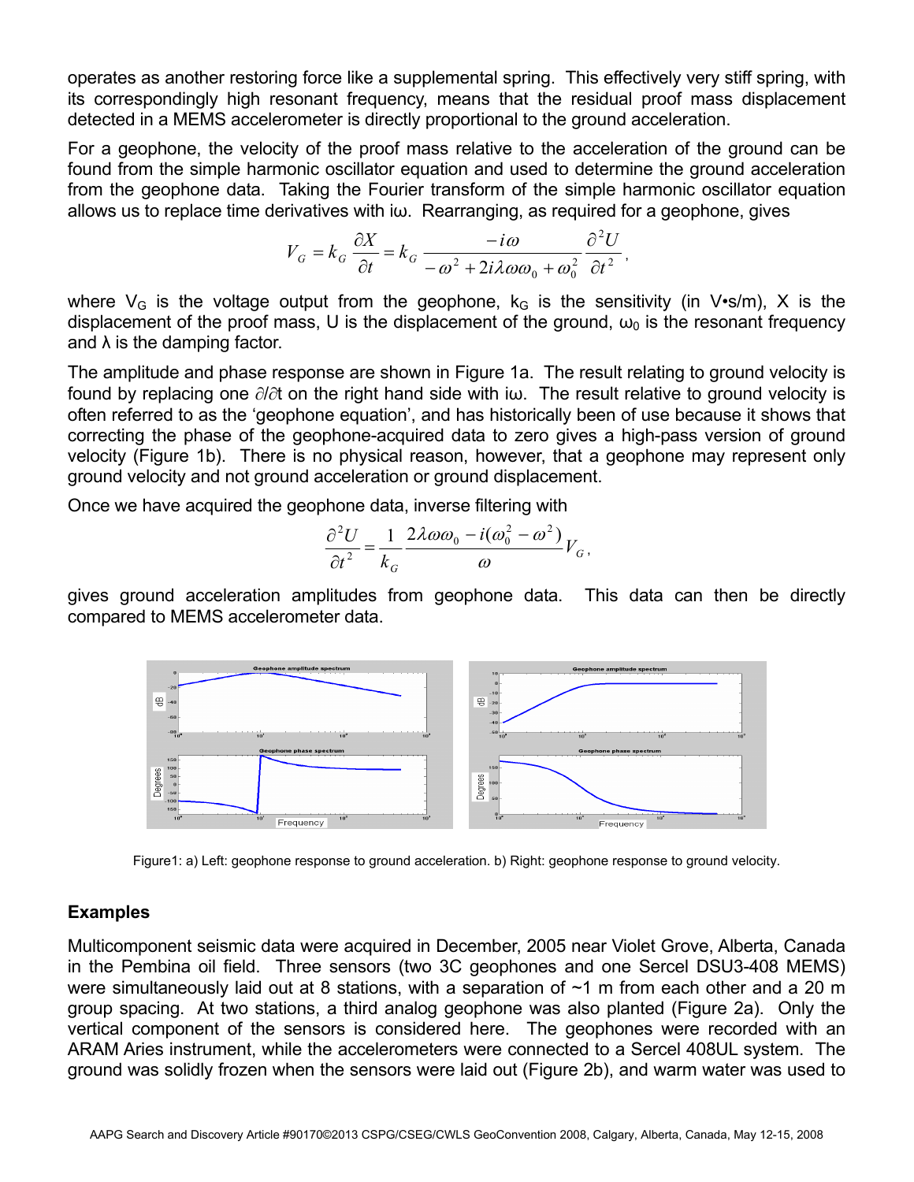operates as another restoring force like a supplemental spring. This effectively very stiff spring, with its correspondingly high resonant frequency, means that the residual proof mass displacement detected in a MEMS accelerometer is directly proportional to the ground acceleration.

For a geophone, the velocity of the proof mass relative to the acceleration of the ground can be found from the simple harmonic oscillator equation and used to determine the ground acceleration from the geophone data. Taking the Fourier transform of the simple harmonic oscillator equation allows us to replace time derivatives with iω. Rearranging, as required for a geophone, gives

$$V_G = k_G \frac{\partial X}{\partial t} = k_G \frac{-i\omega}{-\omega^2 + 2i\lambda\omega\omega_0 + \omega_0^2} \frac{\partial^2 U}{\partial t^2},$$

where $V_G$ is the voltage output from the geophone, $k_G$ is the sensitivity (in V•s/m), X is the displacement of the proof mass, U is the displacement of the ground, $\omega_0$ is the resonant frequency and λ is the damping factor.

The amplitude and phase response are shown in Figure 1a. The result relating to ground velocity is found by replacing one $\partial/\partial t$ on the right hand side with iω. The result relative to ground velocity is often referred to as the 'geophone equation', and has historically been of use because it shows that correcting the phase of the geophone-acquired data to zero gives a high-pass version of ground velocity (Figure 1b). There is no physical reason, however, that a geophone may represent only ground velocity and not ground acceleration or ground displacement.

Once we have acquired the geophone data, inverse filtering with

$$\frac{\partial^2 U}{\partial t^2} = \frac{1}{k_G} \frac{2\lambda\omega\omega_0 - i(\omega_0^2 - \omega^2)}{\omega} V_G,$$

gives ground acceleration amplitudes from geophone data. This data can then be directly compared to MEMS accelerometer data.

Figure1: a) Left: geophone response to ground acceleration. b) Right: geophone response to ground velocity.

## Examples

Multicomponent seismic data were acquired in December, 2005 near Violet Grove, Alberta, Canada in the Pembina oil field. Three sensors (two 3C geophones and one Sercel DSU3-408 MEMS) were simultaneously laid out at 8 stations, with a separation of ~1 m from each other and a 20 m group spacing. At two stations, a third analog geophone was also planted (Figure 2a). Only the vertical component of the sensors is considered here. The geophones were recorded with an ARAM Aries instrument, while the accelerometers were connected to a Sercel 408UL system. The ground was solidly frozen when the sensors were laid out (Figure 2b), and warm water was used to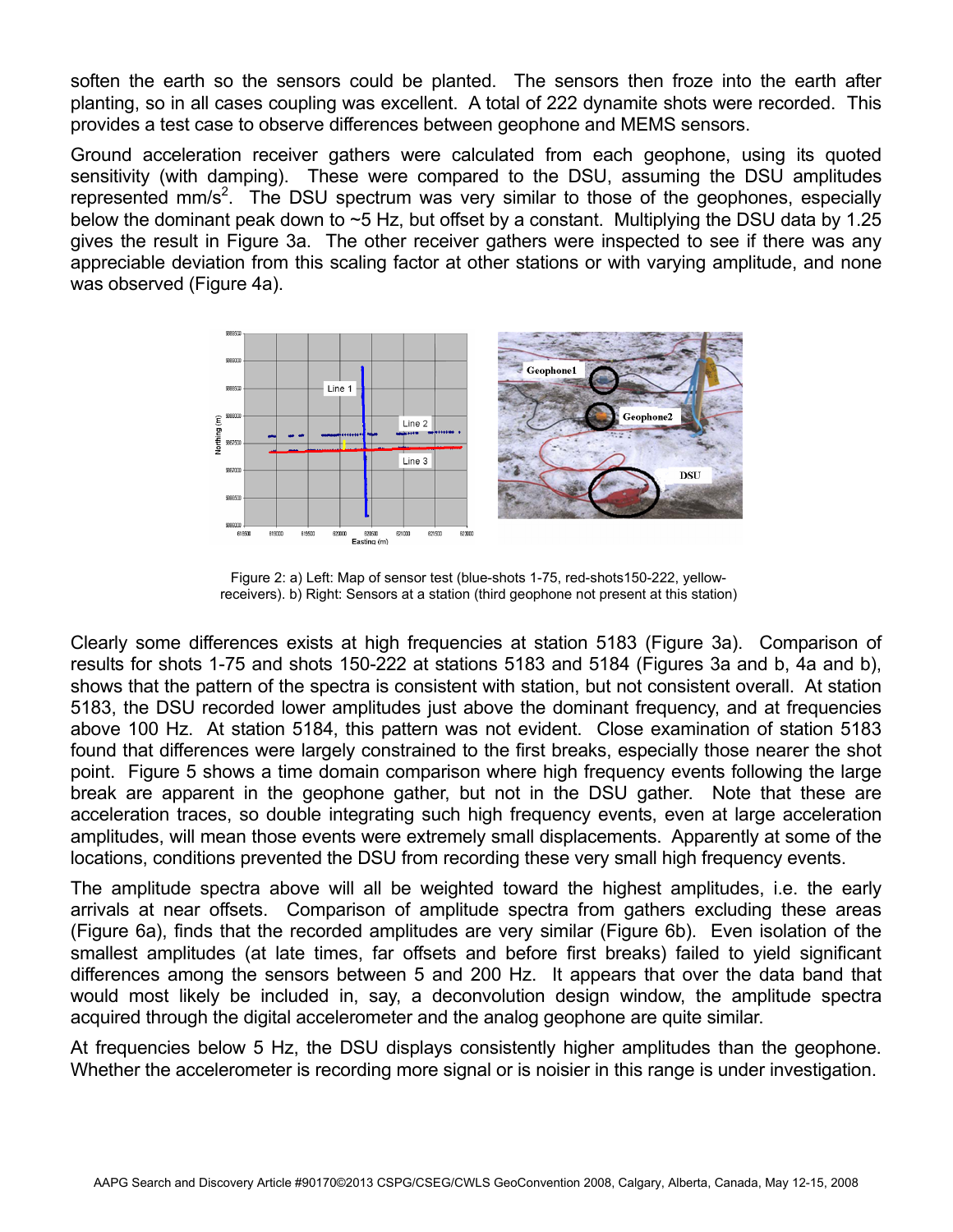soften the earth so the sensors could be planted. The sensors then froze into the earth after planting, so in all cases coupling was excellent. A total of 222 dynamite shots were recorded. This provides a test case to observe differences between geophone and MEMS sensors.

Ground acceleration receiver gathers were calculated from each geophone, using its quoted sensitivity (with damping). These were compared to the DSU, assuming the DSU amplitudes represented mm/s$^2$. The DSU spectrum was very similar to those of the geophones, especially below the dominant peak down to ~5 Hz, but offset by a constant. Multiplying the DSU data by 1.25 gives the result in Figure 3a. The other receiver gathers were inspected to see if there was any appreciable deviation from this scaling factor at other stations or with varying amplitude, and none was observed (Figure 4a).

Figure 2: a) Left: Map of sensor test (blue-shots 1-75, red-shots150-222, yellow-receivers). b) Right: Sensors at a station (third geophone not present at this station)

Clearly some differences exists at high frequencies at station 5183 (Figure 3a). Comparison of results for shots 1-75 and shots 150-222 at stations 5183 and 5184 (Figures 3a and b, 4a and b), shows that the pattern of the spectra is consistent with station, but not consistent overall. At station 5183, the DSU recorded lower amplitudes just above the dominant frequency, and at frequencies above 100 Hz. At station 5184, this pattern was not evident. Close examination of station 5183 found that differences were largely constrained to the first breaks, especially those nearer the shot point. Figure 5 shows a time domain comparison where high frequency events following the large break are apparent in the geophone gather, but not in the DSU gather. Note that these are acceleration traces, so double integrating such high frequency events, even at large acceleration amplitudes, will mean those events were extremely small displacements. Apparently at some of the locations, conditions prevented the DSU from recording these very small high frequency events.

The amplitude spectra above will all be weighted toward the highest amplitudes, i.e. the early arrivals at near offsets. Comparison of amplitude spectra from gathers excluding these areas (Figure 6a), finds that the recorded amplitudes are very similar (Figure 6b). Even isolation of the smallest amplitudes (at late times, far offsets and before first breaks) failed to yield significant differences among the sensors between 5 and 200 Hz. It appears that over the data band that would most likely be included in, say, a deconvolution design window, the amplitude spectra acquired through the digital accelerometer and the analog geophone are quite similar.

At frequencies below 5 Hz, the DSU displays consistently higher amplitudes than the geophone. Whether the accelerometer is recording more signal or is noisier in this range is under investigation.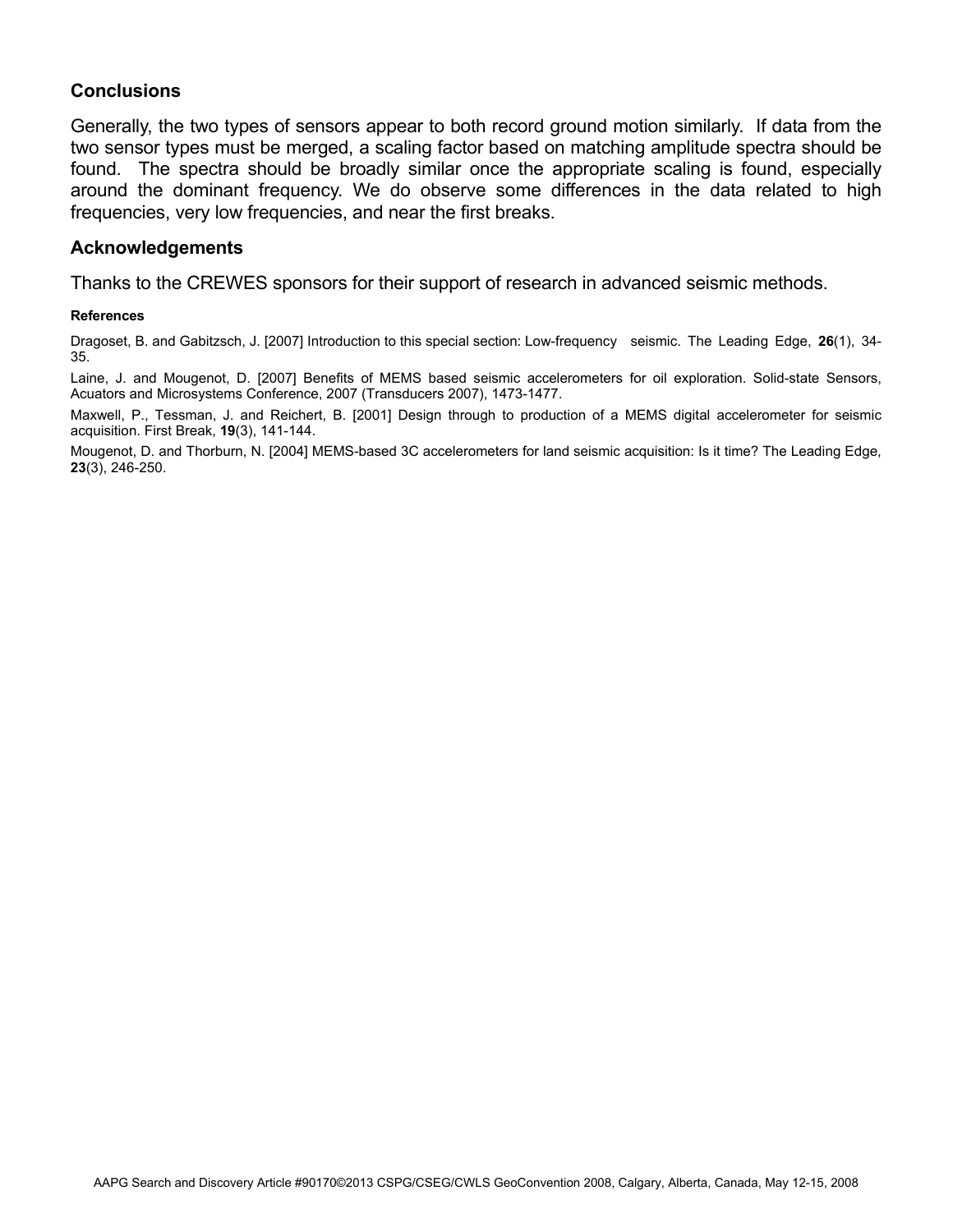## Conclusions

Generally, the two types of sensors appear to both record ground motion similarly. If data from the two sensor types must be merged, a scaling factor based on matching amplitude spectra should be found. The spectra should be broadly similar once the appropriate scaling is found, especially around the dominant frequency. We do observe some differences in the data related to high frequencies, very low frequencies, and near the first breaks.

## Acknowledgements

Thanks to the CREWES sponsors for their support of research in advanced seismic methods.

#### References

Dragoset, B. and Gabitzsch, J. [2007] Introduction to this special section: Low-frequency seismic. The Leading Edge, **26**(1), 34-35.

Laine, J. and Mougenot, D. [2007] Benefits of MEMS based seismic accelerometers for oil exploration. Solid-state Sensors, Acuators and Microsystems Conference, 2007 (Transducers 2007), 1473-1477.

Maxwell, P., Tessman, J. and Reichert, B. [2001] Design through to production of a MEMS digital accelerometer for seismic acquisition. First Break, **19**(3), 141-144.

Mougenot, D. and Thorburn, N. [2004] MEMS-based 3C accelerometers for land seismic acquisition: Is it time? The Leading Edge, **23**(3), 246-250.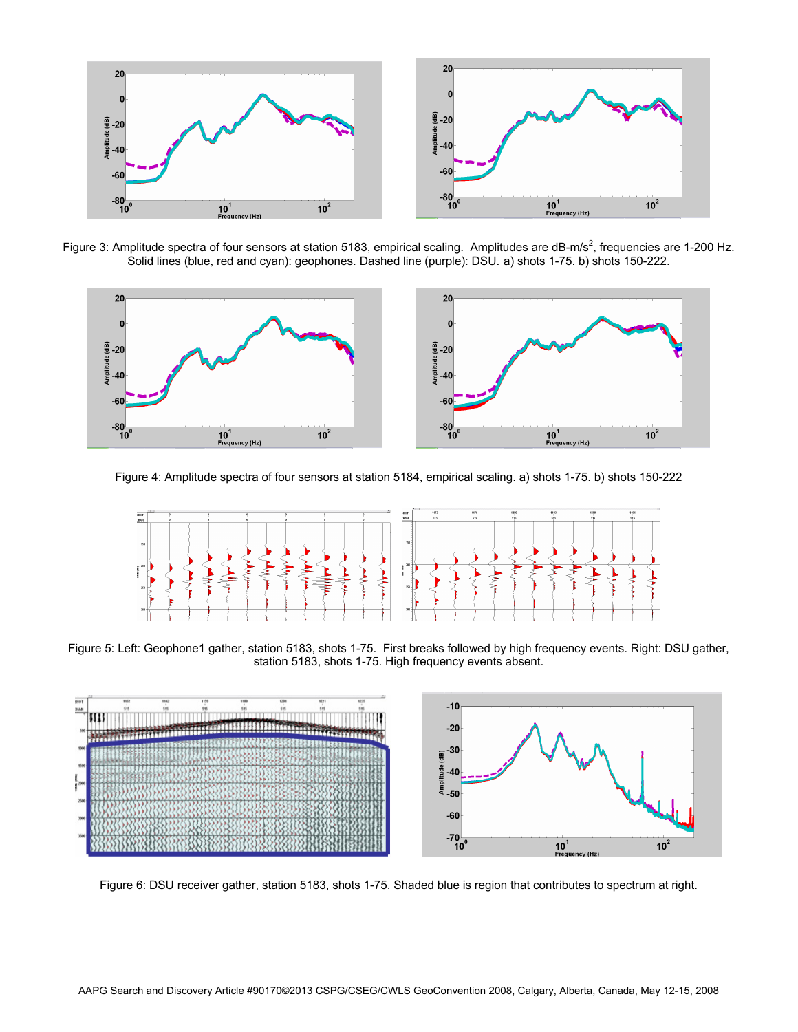Figure 3: Amplitude spectra of four sensors at station 5183, empirical scaling. Amplitudes are dB-m/s$^2$, frequencies are 1-200 Hz. Solid lines (blue, red and cyan): geophones. Dashed line (purple): DSU. a) shots 1-75. b) shots 150-222.

Figure 4: Amplitude spectra of four sensors at station 5184, empirical scaling. a) shots 1-75. b) shots 150-222

Figure 5: Left: Geophone1 gather, station 5183, shots 1-75. First breaks followed by high frequency events. Right: DSU gather, station 5183, shots 1-75. High frequency events absent.

Figure 6: DSU receiver gather, station 5183, shots 1-75. Shaded blue is region that contributes to spectrum at right.